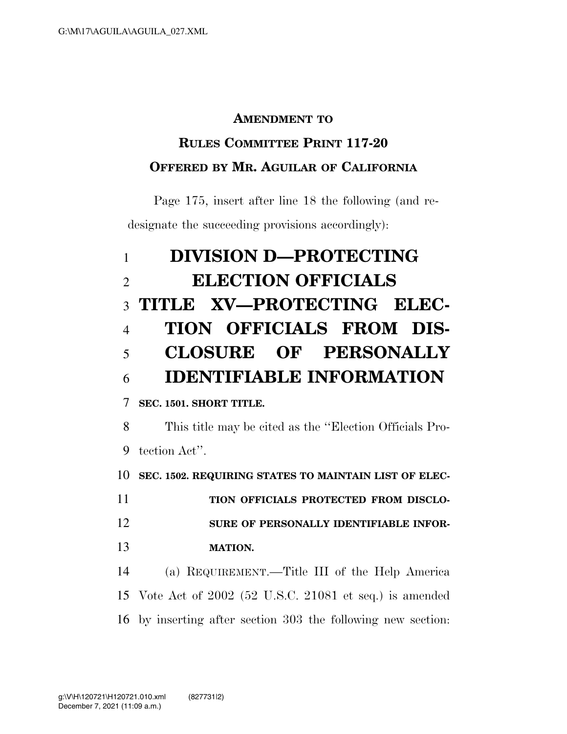**AMENDMENT TO**

**RULES COMMITTEE PRINT 117-20**

**OFFERED BY MR. AGUILAR OF CALIFORNIA**

Page 175, insert after line 18 the following (and redesignate the succeeding provisions accordingly):

# DIVISION D—PROTECTING ELECTION OFFICIALS

## TITLE XV—PROTECTING ELECTION OFFICIALS FROM DISCLOSURE OF PERSONALLY IDENTIFIABLE INFORMATION

**SEC. 1501. SHORT TITLE.**

This title may be cited as the "Election Officials Protection Act".

**SEC. 1502. REQUIRING STATES TO MAINTAIN LIST OF ELECTION OFFICIALS PROTECTED FROM DISCLOSURE OF PERSONALLY IDENTIFIABLE INFORMATION.**

(a) REQUIREMENT.—Title III of the Help America Vote Act of 2002 (52 U.S.C. 21081 et seq.) is amended by inserting after section 303 the following new section: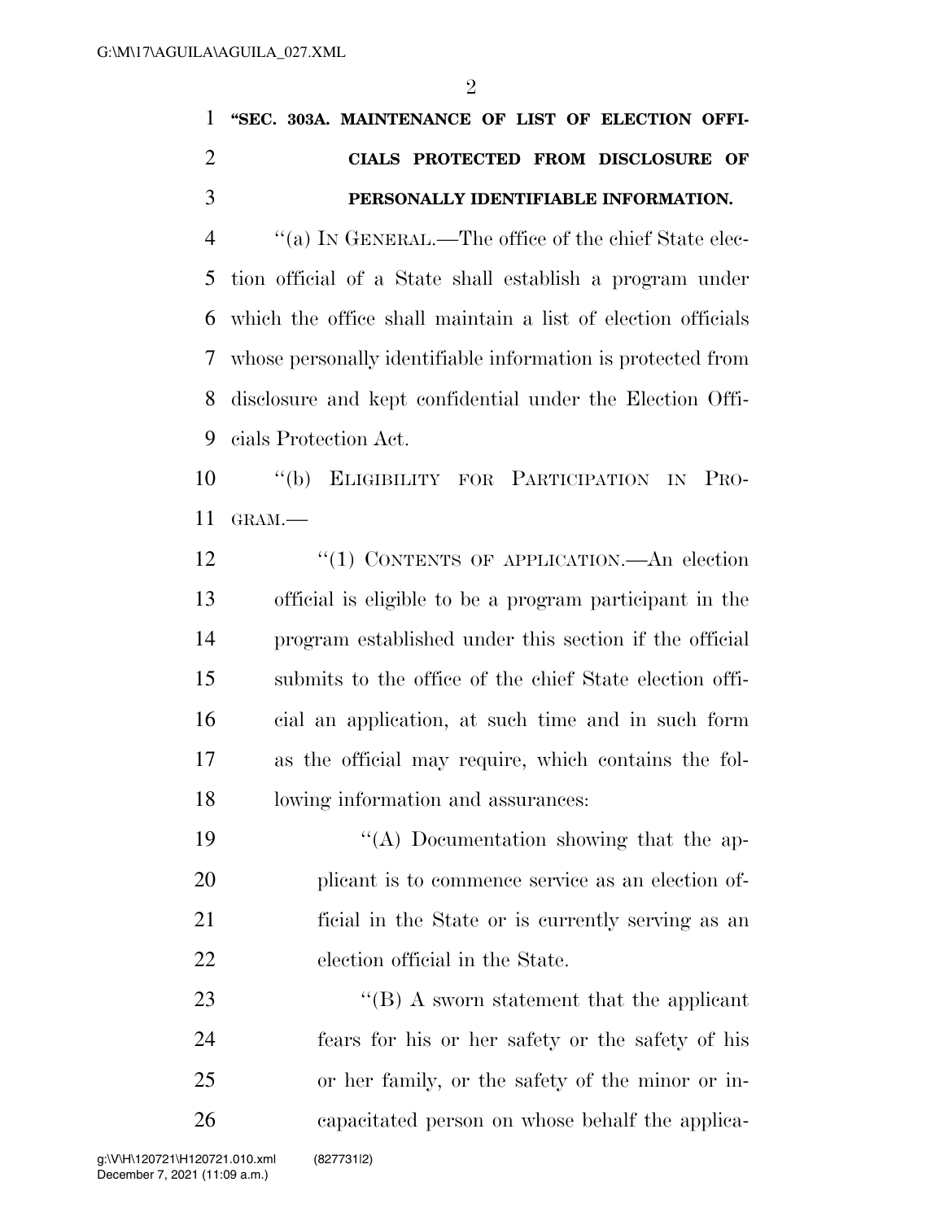**"SEC. 303A. MAINTENANCE OF LIST OF ELECTION OFFICIALS PROTECTED FROM DISCLOSURE OF PERSONALLY IDENTIFIABLE INFORMATION.**

"(a) IN GENERAL.—The office of the chief State election official of a State shall establish a program under which the office shall maintain a list of election officials whose personally identifiable information is protected from disclosure and kept confidential under the Election Officials Protection Act.

"(b) ELIGIBILITY FOR PARTICIPATION IN PROGRAM.—

"(1) CONTENTS OF APPLICATION.—An election official is eligible to be a program participant in the program established under this section if the official submits to the office of the chief State election official an application, at such time and in such form as the official may require, which contains the following information and assurances:

"(A) Documentation showing that the applicant is to commence service as an election official in the State or is currently serving as an election official in the State.

"(B) A sworn statement that the applicant fears for his or her safety or the safety of his or her family, or the safety of the minor or incapacitated person on whose behalf the applica-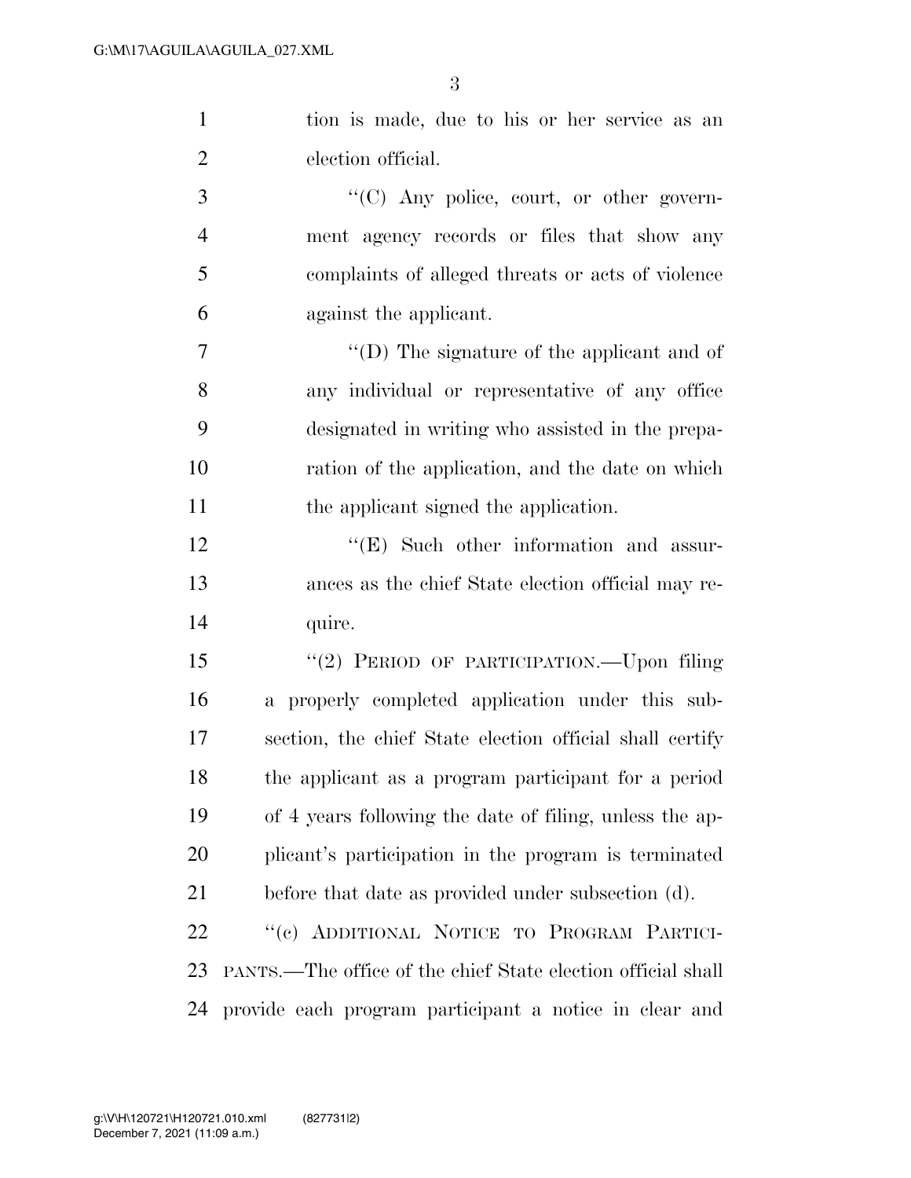tion is made, due to his or her service as an election official.

"(C) Any police, court, or other government agency records or files that show any complaints of alleged threats or acts of violence against the applicant.

"(D) The signature of the applicant and of any individual or representative of any office designated in writing who assisted in the preparation of the application, and the date on which the applicant signed the application.

"(E) Such other information and assurances as the chief State election official may require.

"(2) PERIOD OF PARTICIPATION.—Upon filing a properly completed application under this subsection, the chief State election official shall certify the applicant as a program participant for a period of 4 years following the date of filing, unless the applicant's participation in the program is terminated before that date as provided under subsection (d).

"(c) ADDITIONAL NOTICE TO PROGRAM PARTICIPANTS.—The office of the chief State election official shall provide each program participant a notice in clear and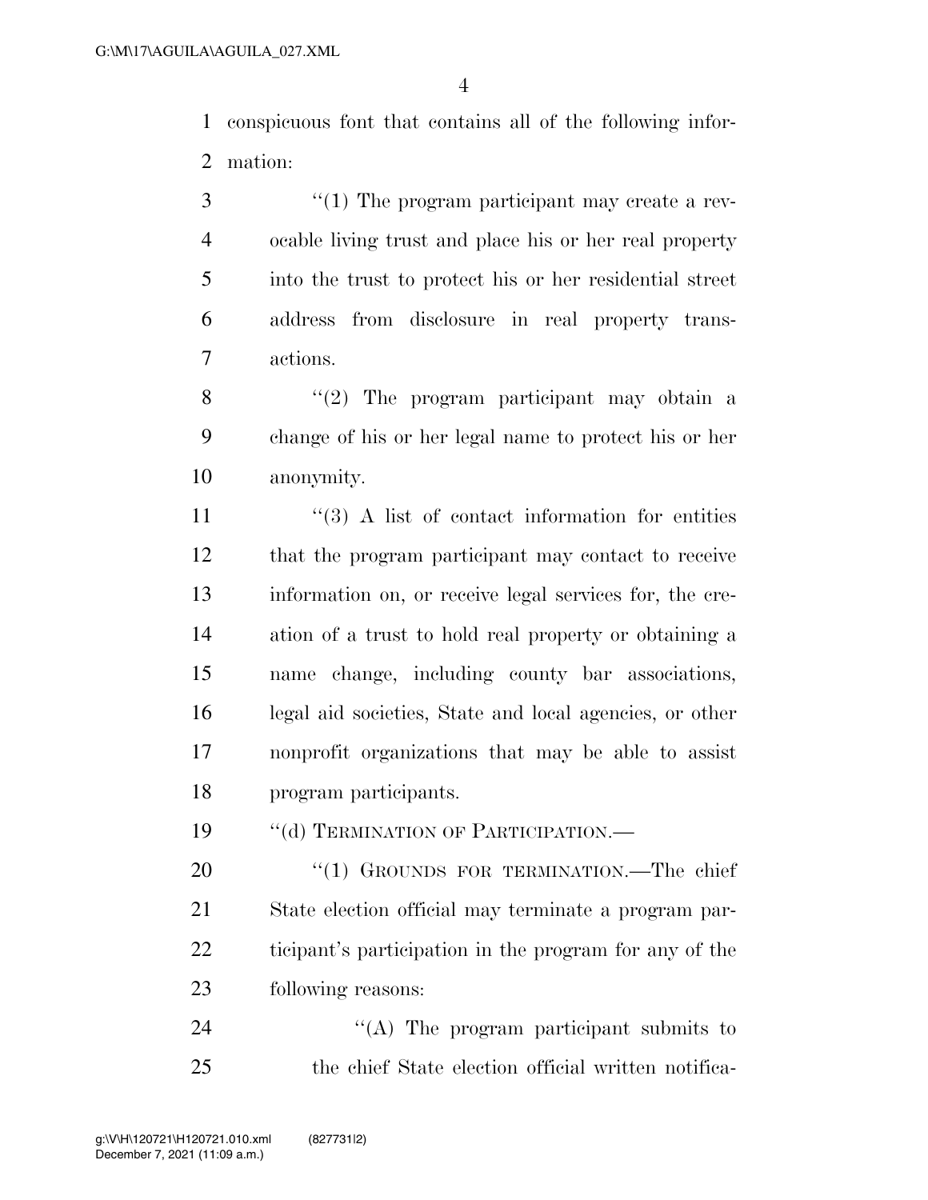conspicuous font that contains all of the following information:

''(1) The program participant may create a revocable living trust and place his or her real property into the trust to protect his or her residential street address from disclosure in real property transactions.

''(2) The program participant may obtain a change of his or her legal name to protect his or her anonymity.

''(3) A list of contact information for entities that the program participant may contact to receive information on, or receive legal services for, the creation of a trust to hold real property or obtaining a name change, including county bar associations, legal aid societies, State and local agencies, or other nonprofit organizations that may be able to assist program participants.

''(d) TERMINATION OF PARTICIPATION.—

''(1) GROUNDS FOR TERMINATION.—The chief State election official may terminate a program participant's participation in the program for any of the following reasons:

''(A) The program participant submits to the chief State election official written notifica-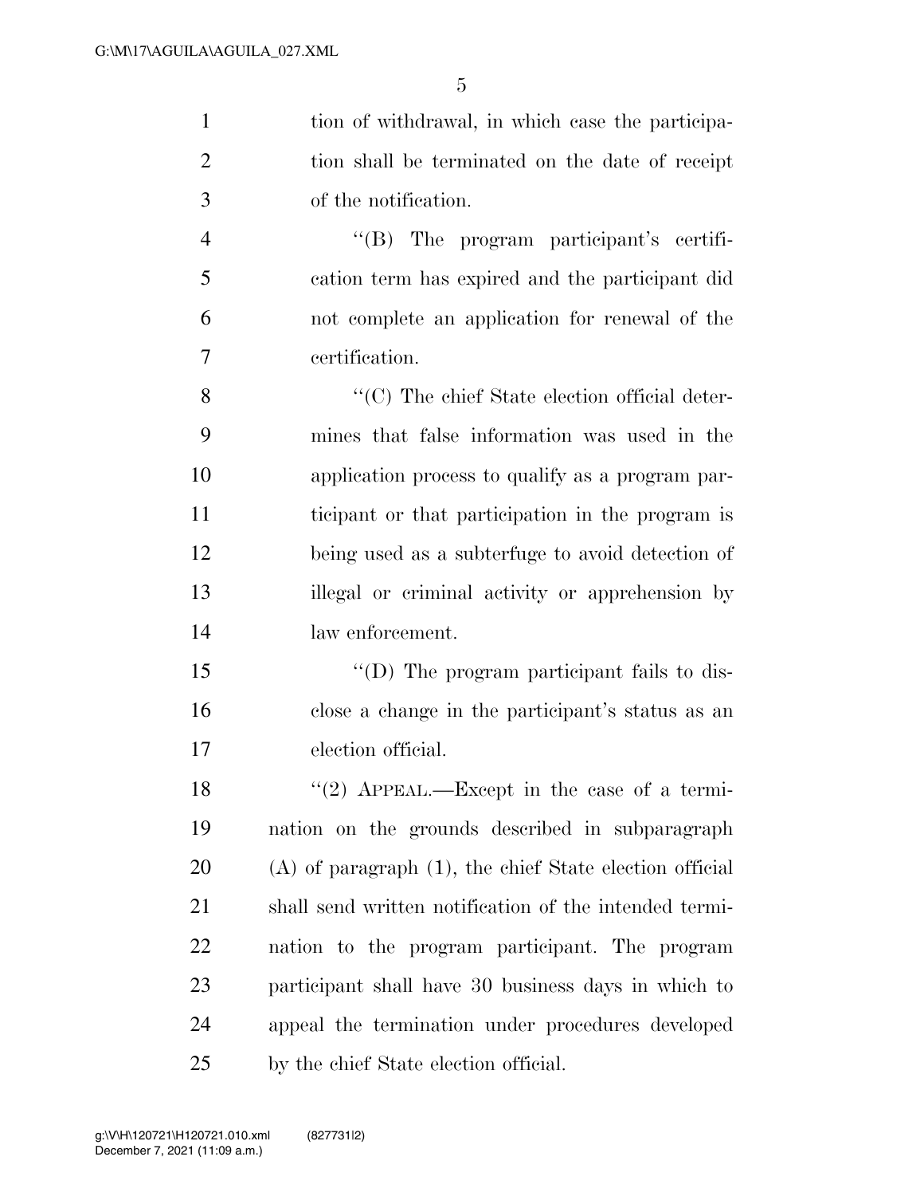tion of withdrawal, in which case the participation shall be terminated on the date of receipt of the notification.

"(B) The program participant's certification term has expired and the participant did not complete an application for renewal of the certification.

"(C) The chief State election official determines that false information was used in the application process to qualify as a program participant or that participation in the program is being used as a subterfuge to avoid detection of illegal or criminal activity or apprehension by law enforcement.

"(D) The program participant fails to disclose a change in the participant's status as an election official.

"(2) APPEAL.—Except in the case of a termination on the grounds described in subparagraph (A) of paragraph (1), the chief State election official shall send written notification of the intended termination to the program participant. The program participant shall have 30 business days in which to appeal the termination under procedures developed by the chief State election official.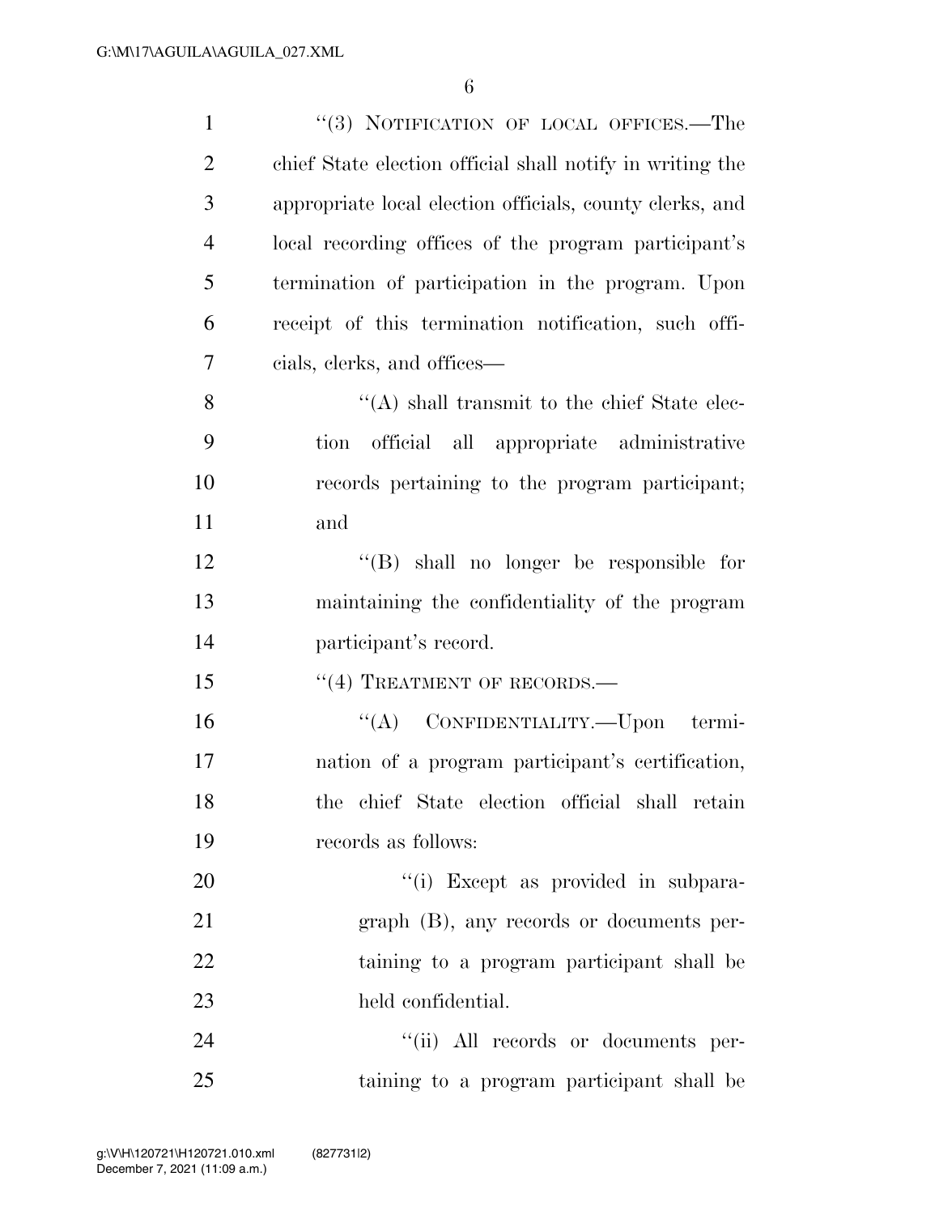"(3) NOTIFICATION OF LOCAL OFFICES.—The chief State election official shall notify in writing the appropriate local election officials, county clerks, and local recording offices of the program participant's termination of participation in the program. Upon receipt of this termination notification, such officials, clerks, and offices—

"(A) shall transmit to the chief State election official all appropriate administrative records pertaining to the program participant; and

"(B) shall no longer be responsible for maintaining the confidentiality of the program participant's record.

"(4) TREATMENT OF RECORDS.—

"(A) CONFIDENTIALITY.—Upon termination of a program participant's certification, the chief State election official shall retain records as follows:

"(i) Except as provided in subparagraph (B), any records or documents pertaining to a program participant shall be held confidential.

"(ii) All records or documents pertaining to a program participant shall be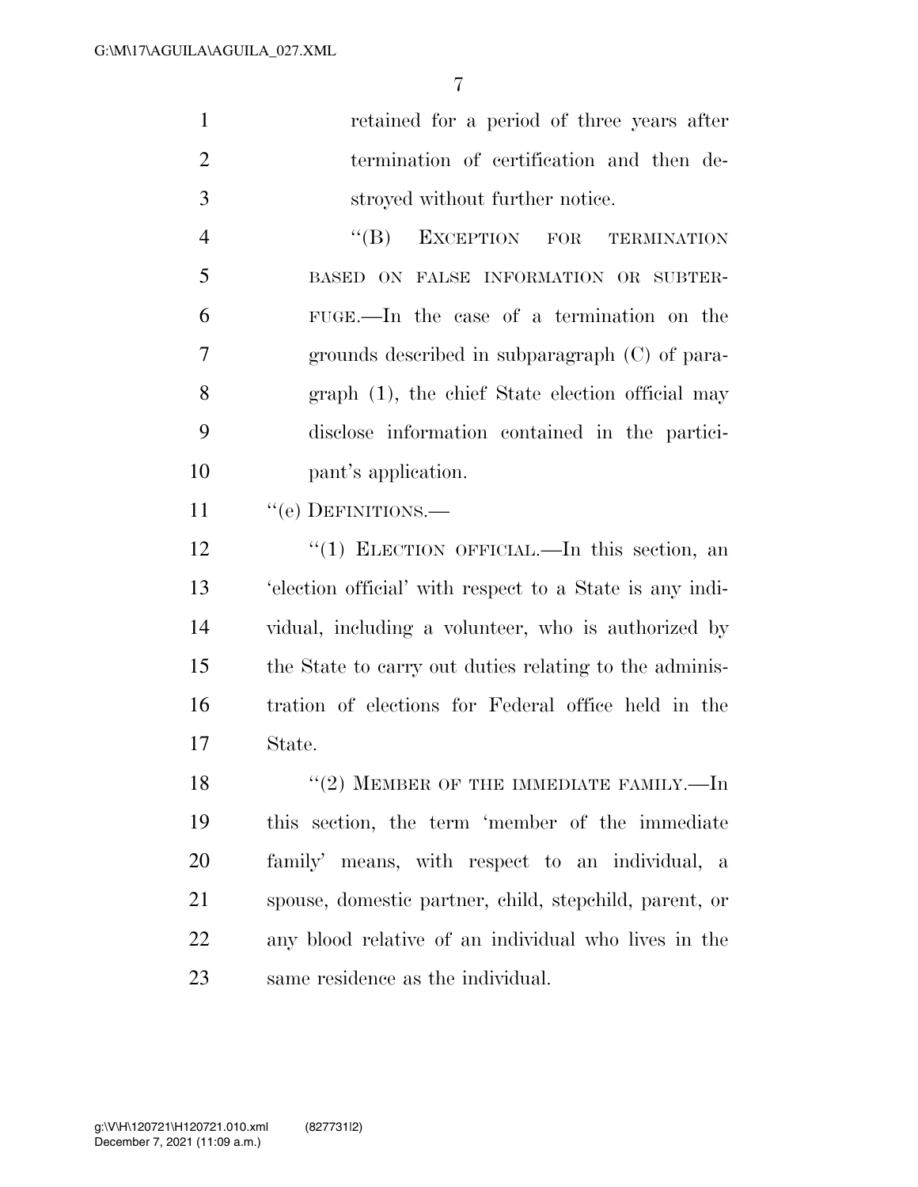retained for a period of three years after termination of certification and then destroyed without further notice.

"(B) EXCEPTION FOR TERMINATION BASED ON FALSE INFORMATION OR SUBTERFUGE.—In the case of a termination on the grounds described in subparagraph (C) of paragraph (1), the chief State election official may disclose information contained in the participant's application.

"(e) DEFINITIONS.—

"(1) ELECTION OFFICIAL.—In this section, an 'election official' with respect to a State is any individual, including a volunteer, who is authorized by the State to carry out duties relating to the administration of elections for Federal office held in the State.

"(2) MEMBER OF THE IMMEDIATE FAMILY.—In this section, the term 'member of the immediate family' means, with respect to an individual, a spouse, domestic partner, child, stepchild, parent, or any blood relative of an individual who lives in the same residence as the individual.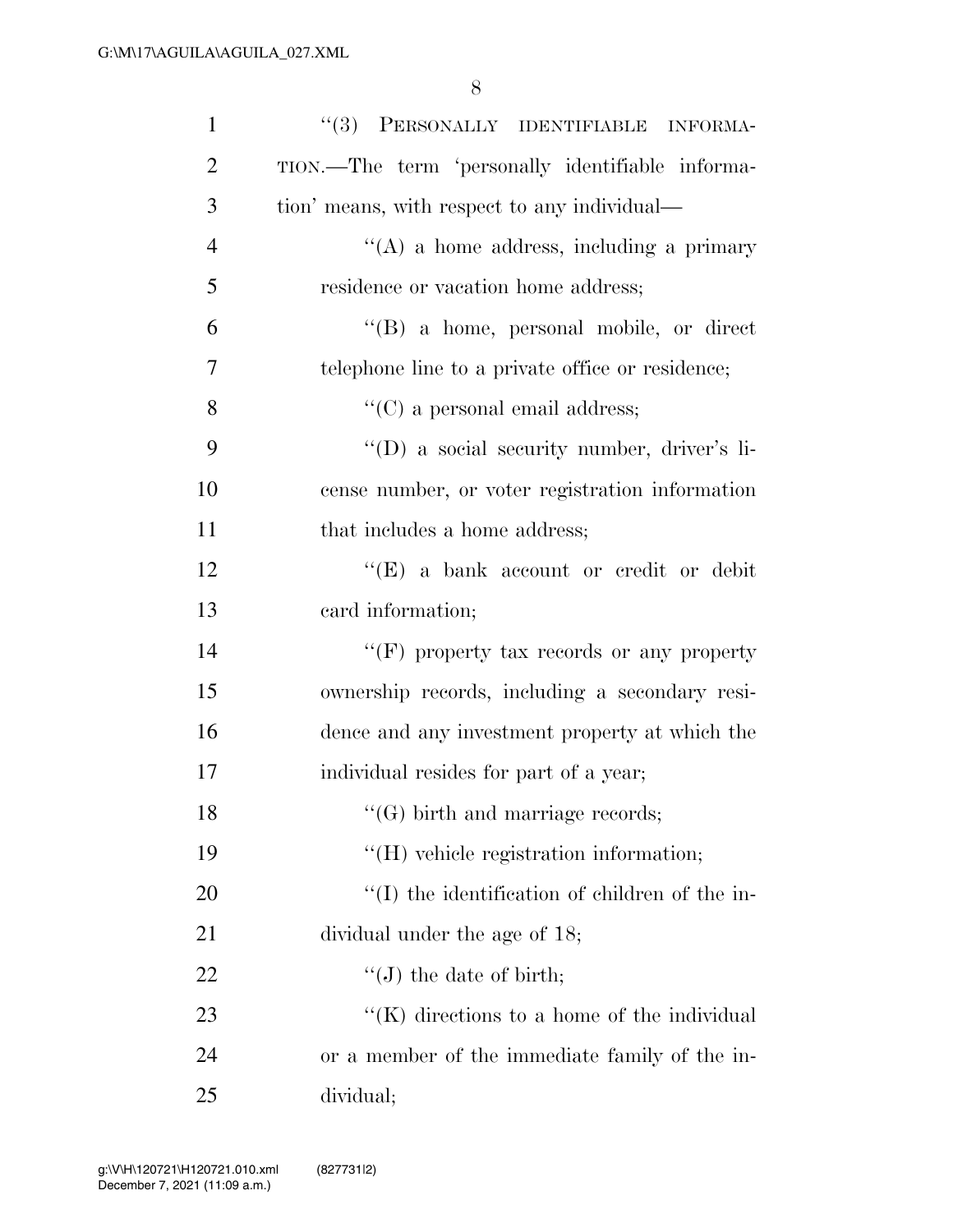''(3) PERSONALLY IDENTIFIABLE INFORMATION.—The term 'personally identifiable information' means, with respect to any individual—

''(A) a home address, including a primary residence or vacation home address;

''(B) a home, personal mobile, or direct telephone line to a private office or residence;

''(C) a personal email address;

''(D) a social security number, driver's license number, or voter registration information that includes a home address;

''(E) a bank account or credit or debit card information;

''(F) property tax records or any property ownership records, including a secondary residence and any investment property at which the individual resides for part of a year;

''(G) birth and marriage records;

''(H) vehicle registration information;

''(I) the identification of children of the individual under the age of 18;

''(J) the date of birth;

''(K) directions to a home of the individual or a member of the immediate family of the individual;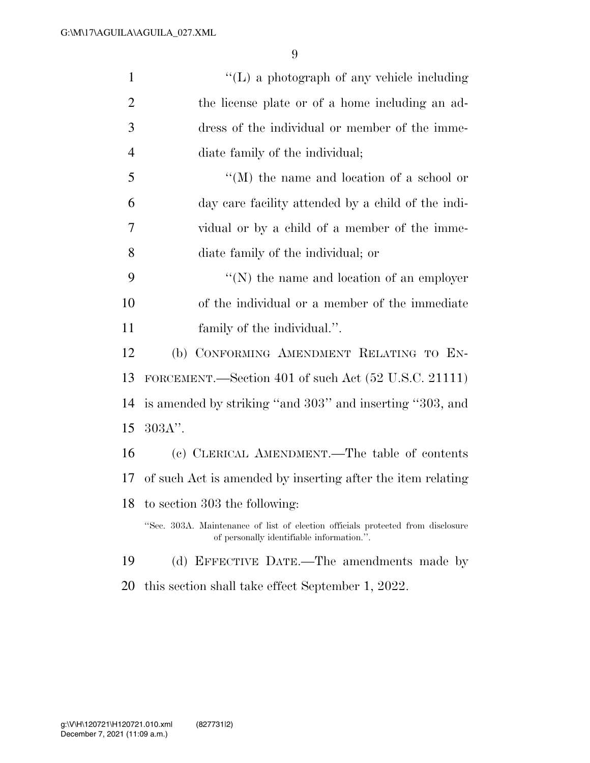"(L) a photograph of any vehicle including the license plate or of a home including an address of the individual or member of the immediate family of the individual;

"(M) the name and location of a school or day care facility attended by a child of the individual or by a child of a member of the immediate family of the individual; or

"(N) the name and location of an employer of the individual or a member of the immediate family of the individual.".

(b) CONFORMING AMENDMENT RELATING TO ENFORCEMENT.—Section 401 of such Act (52 U.S.C. 21111) is amended by striking "and 303" and inserting "303, and 303A".

(c) CLERICAL AMENDMENT.—The table of contents of such Act is amended by inserting after the item relating to section 303 the following:

"Sec. 303A. Maintenance of list of election officials protected from disclosure of personally identifiable information.".

(d) EFFECTIVE DATE.—The amendments made by this section shall take effect September 1, 2022.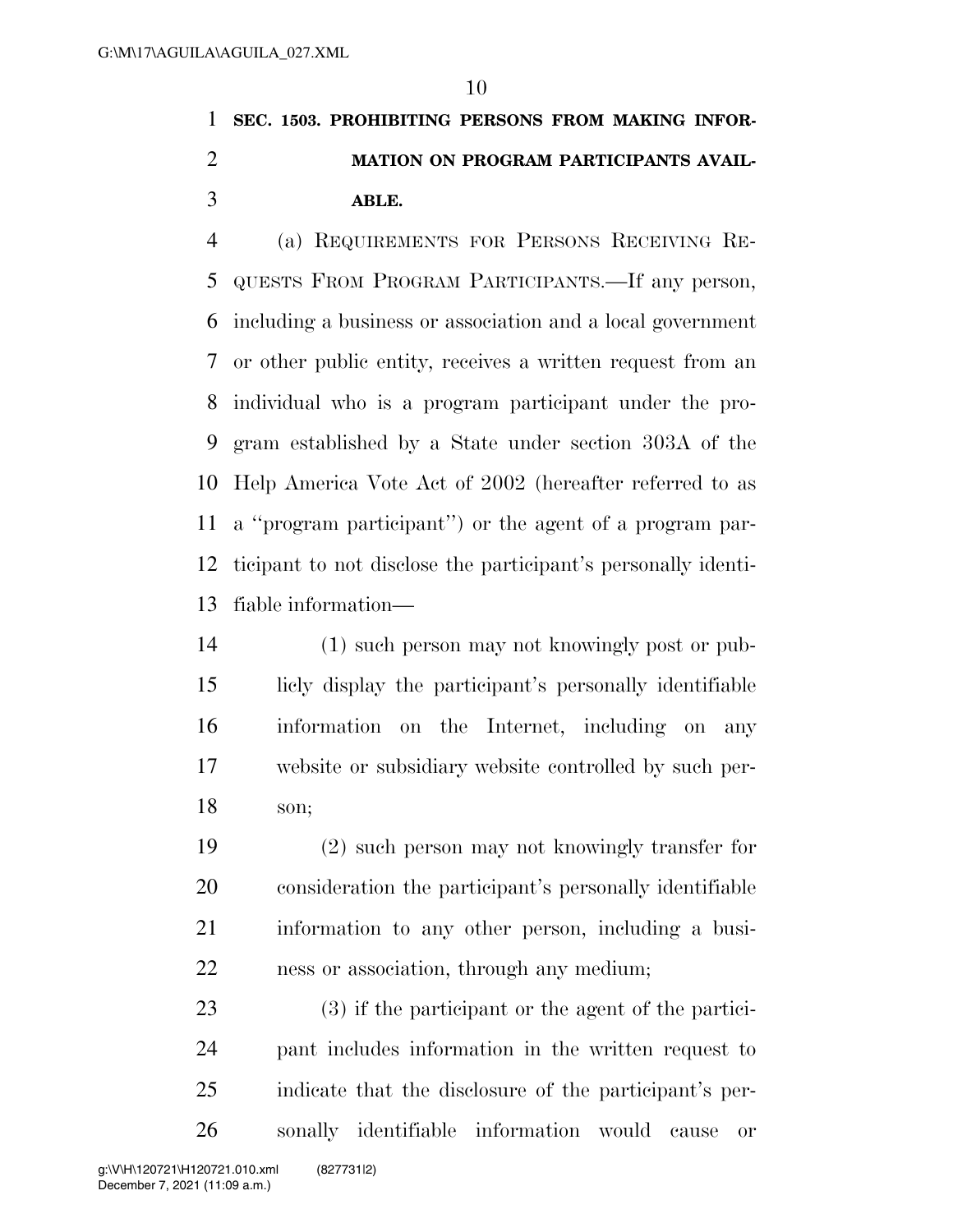**SEC. 1503. PROHIBITING PERSONS FROM MAKING INFORMATION ON PROGRAM PARTICIPANTS AVAILABLE.**

(a) REQUIREMENTS FOR PERSONS RECEIVING REQUESTS FROM PROGRAM PARTICIPANTS.—If any person, including a business or association and a local government or other public entity, receives a written request from an individual who is a program participant under the program established by a State under section 303A of the Help America Vote Act of 2002 (hereafter referred to as a ''program participant'') or the agent of a program participant to not disclose the participant's personally identifiable information—

(1) such person may not knowingly post or publicly display the participant's personally identifiable information on the Internet, including on any website or subsidiary website controlled by such person;

(2) such person may not knowingly transfer for consideration the participant's personally identifiable information to any other person, including a business or association, through any medium;

(3) if the participant or the agent of the participant includes information in the written request to indicate that the disclosure of the participant's personally identifiable information would cause or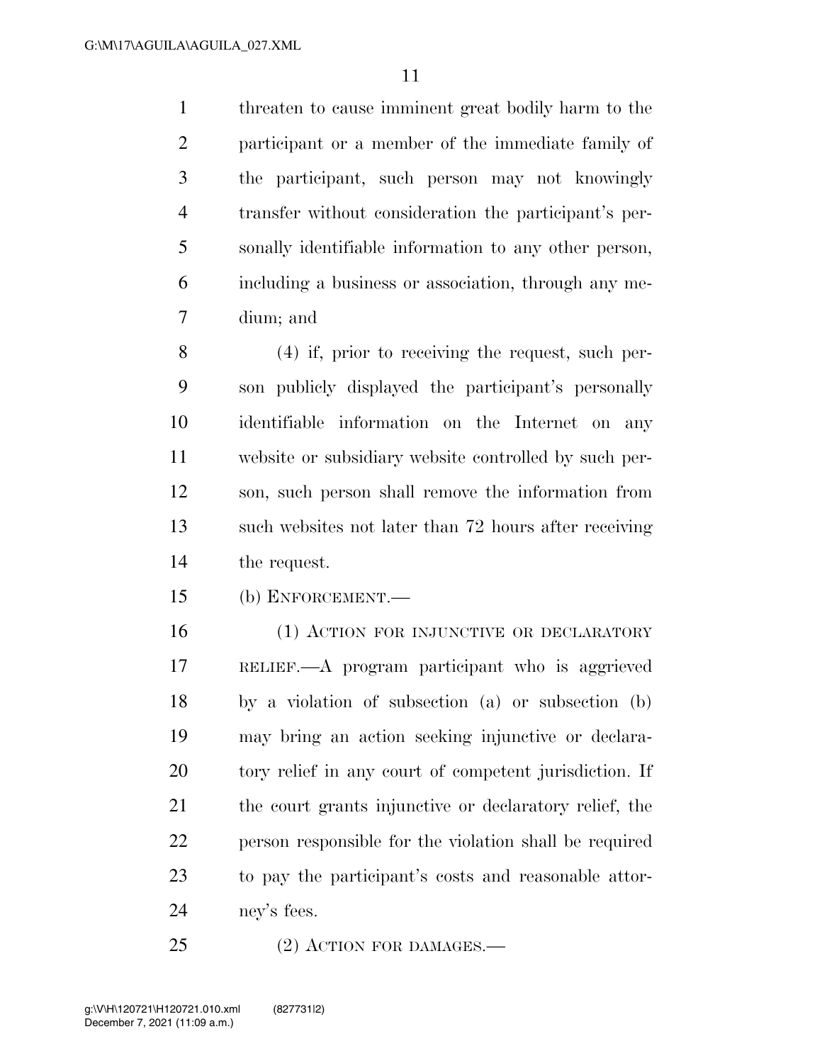threaten to cause imminent great bodily harm to the participant or a member of the immediate family of the participant, such person may not knowingly transfer without consideration the participant's personally identifiable information to any other person, including a business or association, through any medium; and

(4) if, prior to receiving the request, such person publicly displayed the participant's personally identifiable information on the Internet on any website or subsidiary website controlled by such person, such person shall remove the information from such websites not later than 72 hours after receiving the request.

(b) ENFORCEMENT.—

(1) ACTION FOR INJUNCTIVE OR DECLARATORY RELIEF.—A program participant who is aggrieved by a violation of subsection (a) or subsection (b) may bring an action seeking injunctive or declaratory relief in any court of competent jurisdiction. If the court grants injunctive or declaratory relief, the person responsible for the violation shall be required to pay the participant's costs and reasonable attorney's fees.

(2) ACTION FOR DAMAGES.—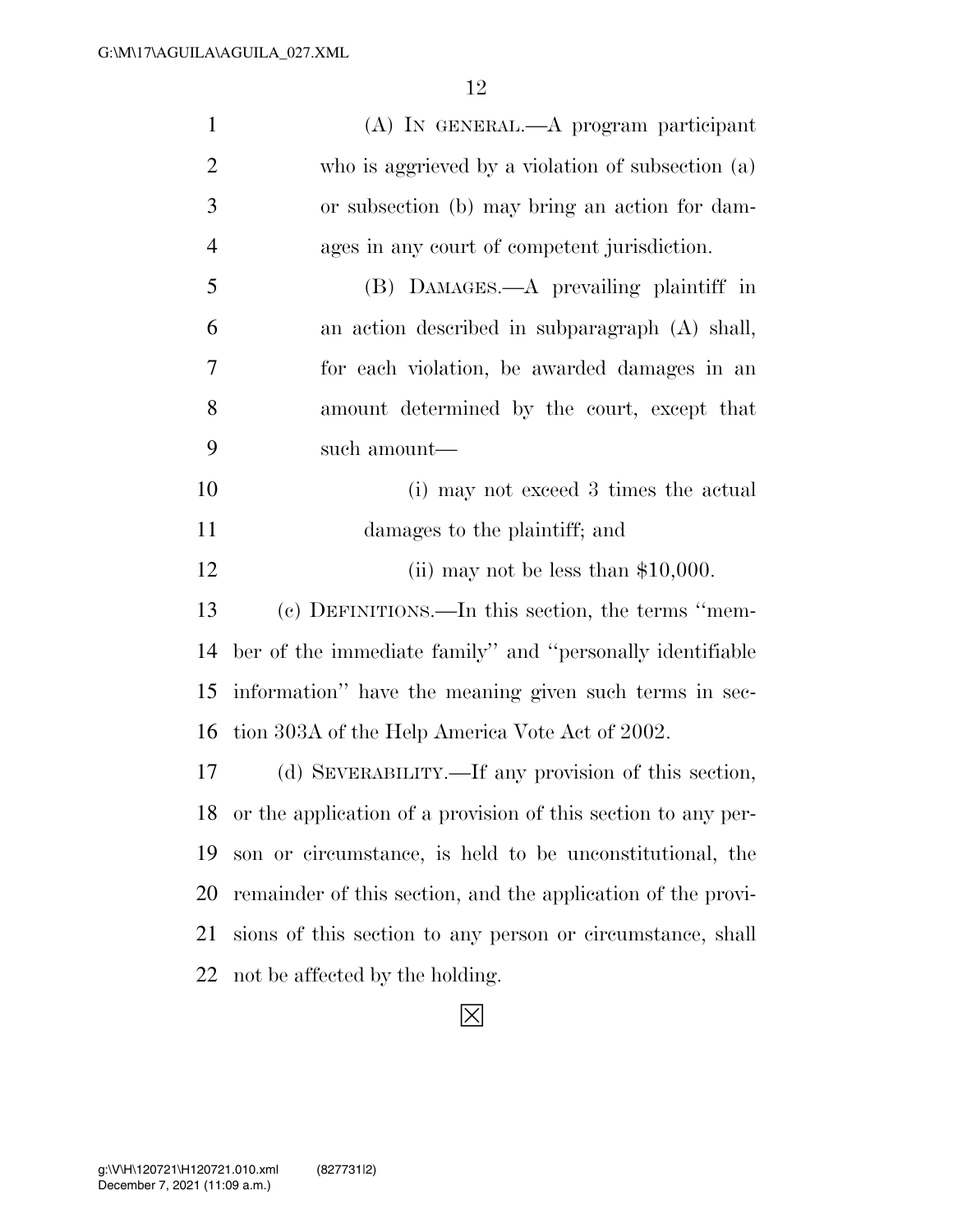(A) IN GENERAL.—A program participant who is aggrieved by a violation of subsection (a) or subsection (b) may bring an action for damages in any court of competent jurisdiction.

(B) DAMAGES.—A prevailing plaintiff in an action described in subparagraph (A) shall, for each violation, be awarded damages in an amount determined by the court, except that such amount—

(i) may not exceed 3 times the actual damages to the plaintiff; and

(ii) may not be less than $10,000.

(c) DEFINITIONS.—In this section, the terms ''member of the immediate family'' and ''personally identifiable information'' have the meaning given such terms in section 303A of the Help America Vote Act of 2002.

(d) SEVERABILITY.—If any provision of this section, or the application of a provision of this section to any person or circumstance, is held to be unconstitutional, the remainder of this section, and the application of the provisions of this section to any person or circumstance, shall not be affected by the holding.